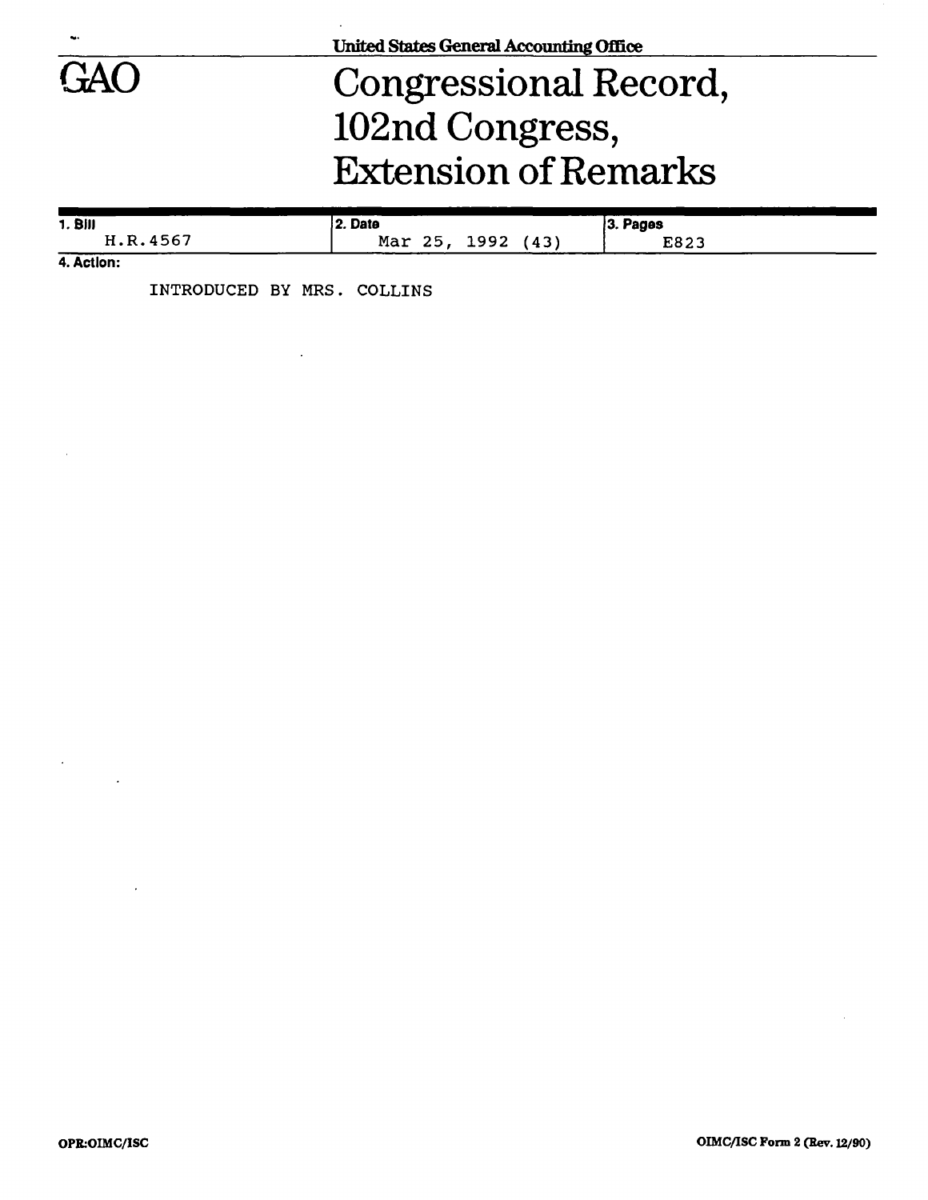United States General Accounting Office

# GAO

# Congressional Record, 102nd Congress, Extension of Remarks

| 1. Bill | 2. Date | 3. Pages |
|---|---|---|
| H.R.4567 | Mar 25, 1992 (43) | E823 |

**4. Action:**

INTRODUCED BY MRS. COLLINS

OPR:OIMC/ISC

OIMC/ISC Form 2 (Rev. 12/90)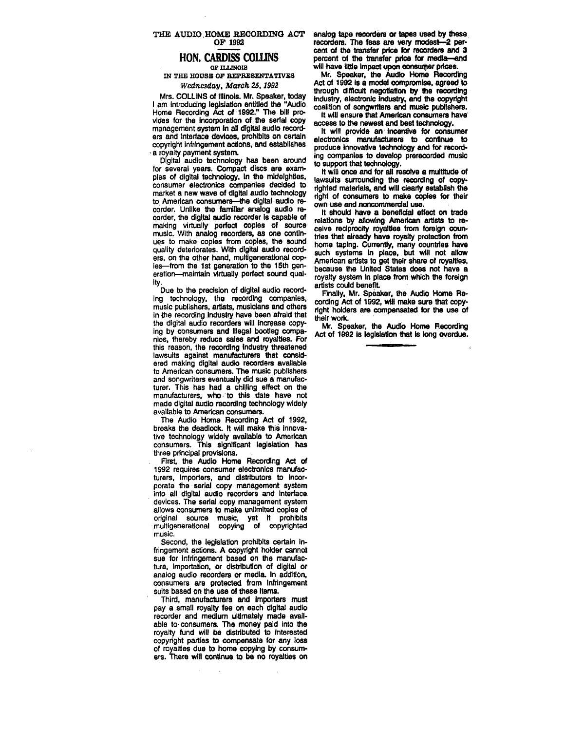# THE AUDIO HOME RECORDING ACT OF 1992

## HON. CARDISS COLLINS

OF ILLINOIS

IN THE HOUSE OF REPRESENTATIVES

*Wednesday, March 25, 1992*

Mrs. COLLINS of Illinois. Mr. Speaker, today I am introducing legislation entitled the "Audio Home Recording Act of 1992." The bill provides for the incorporation of the serial copy management system in all digital audio recorders and interface devices, prohibits on certain copyright infringement actions, and establishes a royalty payment system.

Digital audio technology has been around for several years. Compact discs are examples of digital technology. In the mideighties, consumer electronics companies decided to market a new wave of digital audio technology to American consumers—the digital audio recorder. Unlike the familiar analog audio recorder, the digital audio recorder is capable of making virtually perfect copies of source music. With analog recorders, as one continues to make copies from copies, the sound quality deteriorates. With digital audio recorders, on the other hand, multigenerational copies—from the 1st generation to the 15th generation—maintain virtually perfect sound quality.

Due to the precision of digital audio recording technology, the recording companies, music publishers, artists, musicians and others in the recording industry have been afraid that the digital audio recorders will increase copying by consumers and illegal bootleg companies, thereby reduce sales and royalties. For this reason, the recording industry threatened lawsuits against manufacturers that considered making digital audio recorders available to American consumers. The music publishers and songwriters eventually did sue a manufacturer. This has had a chilling effect on the manufacturers, who to this date have not made digital audio recording technology widely available to American consumers.

The Audio Home Recording Act of 1992, breaks the deadlock. It will make this innovative technology widely available to American consumers. This significant legislation has three principal provisions.

First, the Audio Home Recording Act of 1992 requires consumer electronics manufacturers, importers, and distributors to incorporate the serial copy management system into all digital audio recorders and interface devices. The serial copy management system allows consumers to make unlimited copies of original source music, yet it prohibits multigenerational copying of copyrighted music.

Second, the legislation prohibits certain infringement actions. A copyright holder cannot sue for infringement based on the manufacture, importation, or distribution of digital or analog audio recorders or media. In addition, consumers are protected from infringement suits based on the use of these items.

Third, manufacturers and importers must pay a small royalty fee on each digital audio recorder and medium ultimately made available to consumers. The money paid into the royalty fund will be distributed to interested copyright parties to compensate for any loss of royalties due to home copying by consumers. There will continue to be no royalties on analog tape recorders or tapes used by these recorders. The fees are very modest—2 percent of the transfer price for recorders and 3 percent of the transfer price for media—and will have little impact upon consumer prices.

Mr. Speaker, the Audio Home Recording Act of 1992 is a model compromise, agreed to through difficult negotiation by the recording industry, electronic industry, and the copyright coalition of songwriters and music publishers.

It will ensure that American consumers have access to the newest and best technology.

It will provide an incentive for consumer electronics manufacturers to continue to produce innovative technology and for recording companies to develop prerecorded music to support that technology.

It will once and for all resolve a multitude of lawsuits surrounding the recording of copyrighted materials, and will clearly establish the right of consumers to make copies for their own use and noncommercial use.

It should have a beneficial effect on trade relations by allowing American artists to receive reciprocity royalties from foreign countries that already have royalty protection from home taping. Currently, many countries have such systems in place, but will not allow American artists to get their share of royalties, because the United States does not have a royalty system in place from which the foreign artists could benefit.

Finally, Mr. Speaker, the Audio Home Recording Act of 1992, will make sure that copyright holders are compensated for the use of their work.

Mr. Speaker, the Audio Home Recording Act of 1992 is legislation that is long overdue.